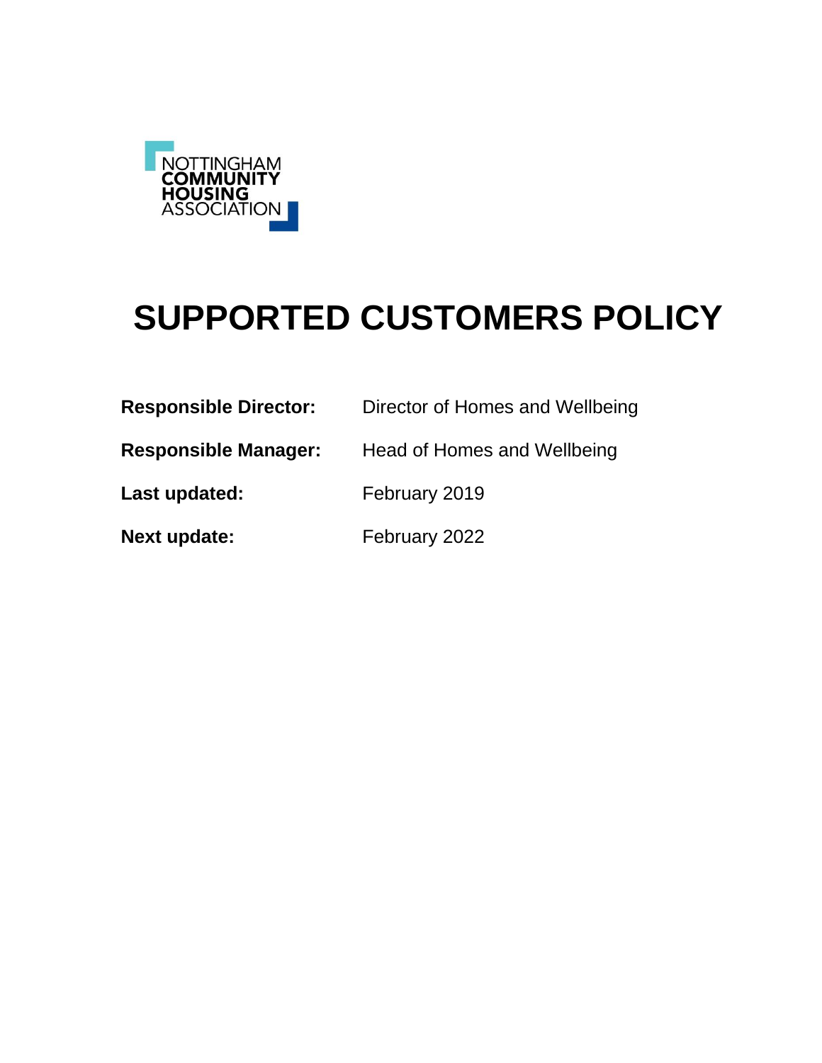NOTTINGHAM
COMMUNITY
HOUSING
ASSOCIATION

# SUPPORTED CUSTOMERS POLICY

| | |
|---|---|
| **Responsible Director:** | Director of Homes and Wellbeing |
| **Responsible Manager:** | Head of Homes and Wellbeing |
| **Last updated:** | February 2019 |
| **Next update:** | February 2022 |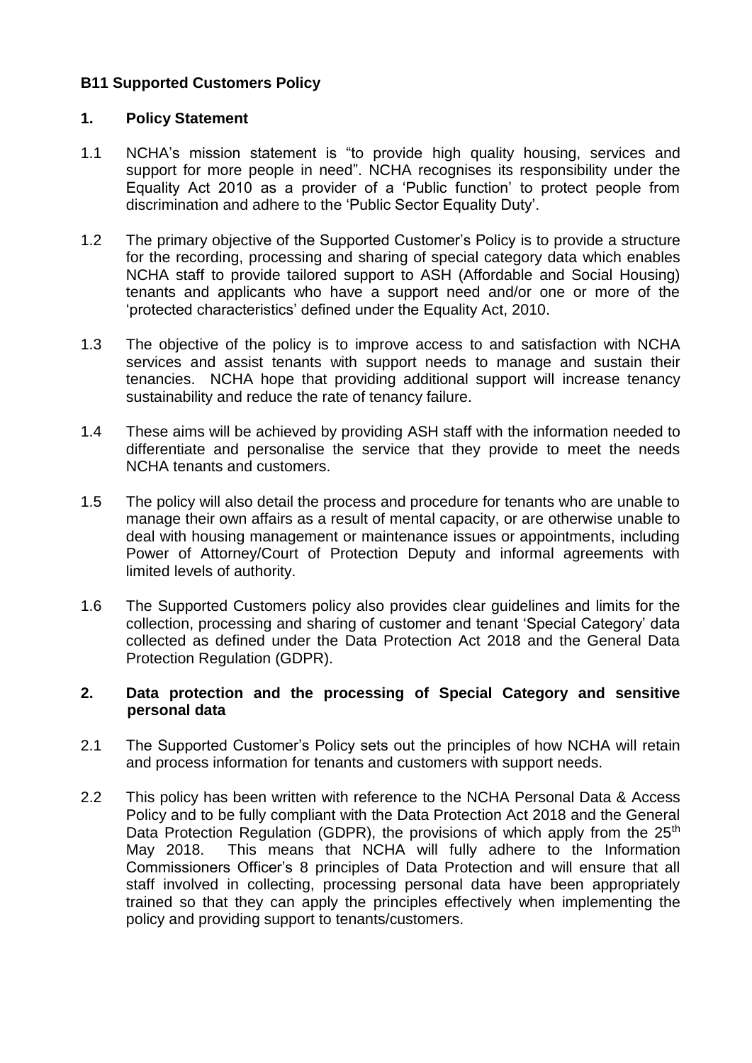## B11 Supported Customers Policy

### 1. Policy Statement

1.1 NCHA's mission statement is "to provide high quality housing, services and support for more people in need". NCHA recognises its responsibility under the Equality Act 2010 as a provider of a 'Public function' to protect people from discrimination and adhere to the 'Public Sector Equality Duty'.

1.2 The primary objective of the Supported Customer's Policy is to provide a structure for the recording, processing and sharing of special category data which enables NCHA staff to provide tailored support to ASH (Affordable and Social Housing) tenants and applicants who have a support need and/or one or more of the 'protected characteristics' defined under the Equality Act, 2010.

1.3 The objective of the policy is to improve access to and satisfaction with NCHA services and assist tenants with support needs to manage and sustain their tenancies. NCHA hope that providing additional support will increase tenancy sustainability and reduce the rate of tenancy failure.

1.4 These aims will be achieved by providing ASH staff with the information needed to differentiate and personalise the service that they provide to meet the needs NCHA tenants and customers.

1.5 The policy will also detail the process and procedure for tenants who are unable to manage their own affairs as a result of mental capacity, or are otherwise unable to deal with housing management or maintenance issues or appointments, including Power of Attorney/Court of Protection Deputy and informal agreements with limited levels of authority.

1.6 The Supported Customers policy also provides clear guidelines and limits for the collection, processing and sharing of customer and tenant 'Special Category' data collected as defined under the Data Protection Act 2018 and the General Data Protection Regulation (GDPR).

### 2. Data protection and the processing of Special Category and sensitive personal data

2.1 The Supported Customer's Policy sets out the principles of how NCHA will retain and process information for tenants and customers with support needs.

2.2 This policy has been written with reference to the NCHA Personal Data & Access Policy and to be fully compliant with the Data Protection Act 2018 and the General Data Protection Regulation (GDPR), the provisions of which apply from the 25th May 2018. This means that NCHA will fully adhere to the Information Commissioners Officer's 8 principles of Data Protection and will ensure that all staff involved in collecting, processing personal data have been appropriately trained so that they can apply the principles effectively when implementing the policy and providing support to tenants/customers.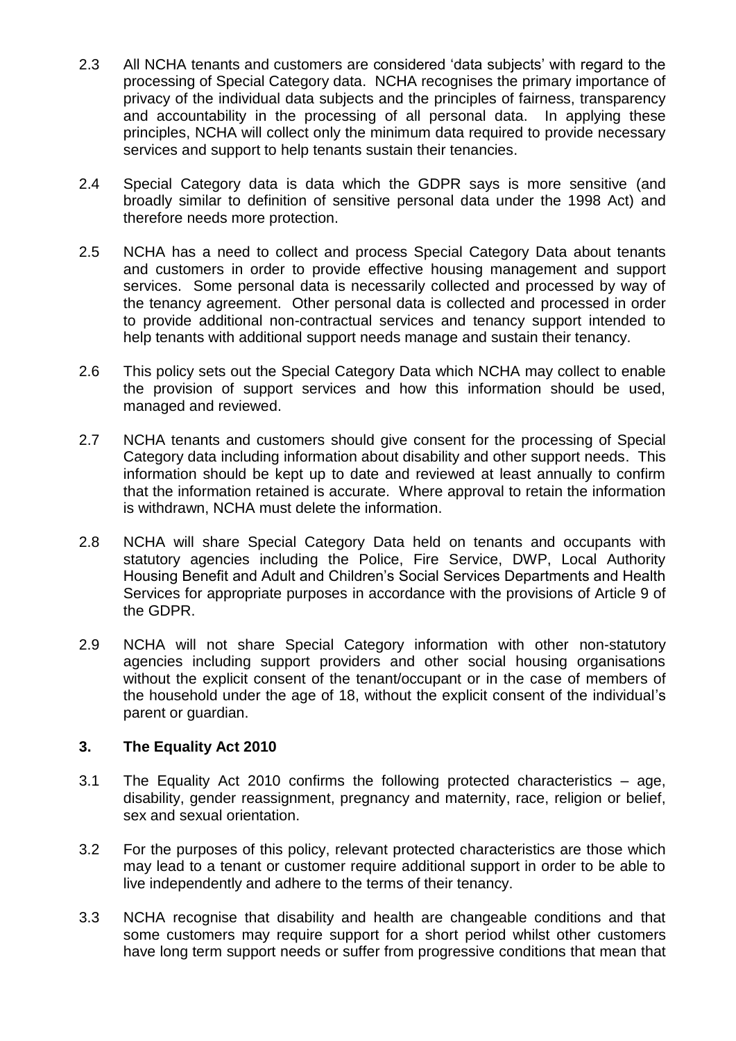2.3 All NCHA tenants and customers are considered 'data subjects' with regard to the processing of Special Category data. NCHA recognises the primary importance of privacy of the individual data subjects and the principles of fairness, transparency and accountability in the processing of all personal data. In applying these principles, NCHA will collect only the minimum data required to provide necessary services and support to help tenants sustain their tenancies.

2.4 Special Category data is data which the GDPR says is more sensitive (and broadly similar to definition of sensitive personal data under the 1998 Act) and therefore needs more protection.

2.5 NCHA has a need to collect and process Special Category Data about tenants and customers in order to provide effective housing management and support services. Some personal data is necessarily collected and processed by way of the tenancy agreement. Other personal data is collected and processed in order to provide additional non-contractual services and tenancy support intended to help tenants with additional support needs manage and sustain their tenancy.

2.6 This policy sets out the Special Category Data which NCHA may collect to enable the provision of support services and how this information should be used, managed and reviewed.

2.7 NCHA tenants and customers should give consent for the processing of Special Category data including information about disability and other support needs. This information should be kept up to date and reviewed at least annually to confirm that the information retained is accurate. Where approval to retain the information is withdrawn, NCHA must delete the information.

2.8 NCHA will share Special Category Data held on tenants and occupants with statutory agencies including the Police, Fire Service, DWP, Local Authority Housing Benefit and Adult and Children's Social Services Departments and Health Services for appropriate purposes in accordance with the provisions of Article 9 of the GDPR.

2.9 NCHA will not share Special Category information with other non-statutory agencies including support providers and other social housing organisations without the explicit consent of the tenant/occupant or in the case of members of the household under the age of 18, without the explicit consent of the individual's parent or guardian.

## 3. The Equality Act 2010

3.1 The Equality Act 2010 confirms the following protected characteristics – age, disability, gender reassignment, pregnancy and maternity, race, religion or belief, sex and sexual orientation.

3.2 For the purposes of this policy, relevant protected characteristics are those which may lead to a tenant or customer require additional support in order to be able to live independently and adhere to the terms of their tenancy.

3.3 NCHA recognise that disability and health are changeable conditions and that some customers may require support for a short period whilst other customers have long term support needs or suffer from progressive conditions that mean that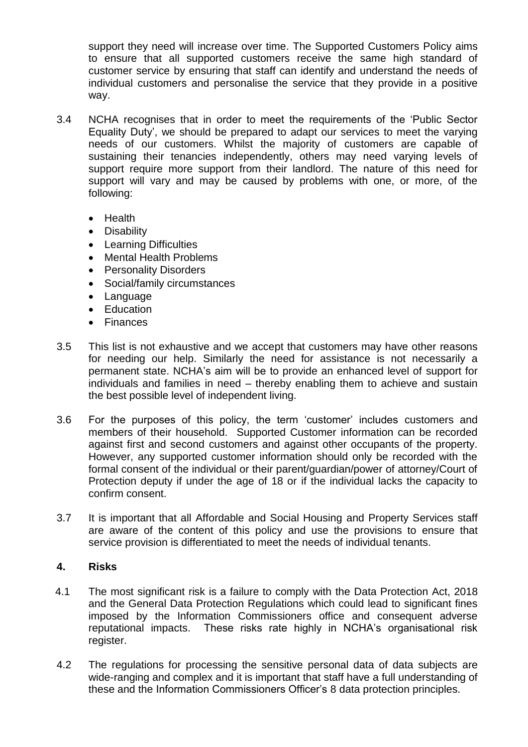support they need will increase over time. The Supported Customers Policy aims to ensure that all supported customers receive the same high standard of customer service by ensuring that staff can identify and understand the needs of individual customers and personalise the service that they provide in a positive way.

3.4 NCHA recognises that in order to meet the requirements of the 'Public Sector Equality Duty', we should be prepared to adapt our services to meet the varying needs of our customers. Whilst the majority of customers are capable of sustaining their tenancies independently, others may need varying levels of support require more support from their landlord. The nature of this need for support will vary and may be caused by problems with one, or more, of the following:

- Health
- Disability
- Learning Difficulties
- Mental Health Problems
- Personality Disorders
- Social/family circumstances
- Language
- Education
- Finances

3.5 This list is not exhaustive and we accept that customers may have other reasons for needing our help. Similarly the need for assistance is not necessarily a permanent state. NCHA's aim will be to provide an enhanced level of support for individuals and families in need – thereby enabling them to achieve and sustain the best possible level of independent living.

3.6 For the purposes of this policy, the term 'customer' includes customers and members of their household. Supported Customer information can be recorded against first and second customers and against other occupants of the property. However, any supported customer information should only be recorded with the formal consent of the individual or their parent/guardian/power of attorney/Court of Protection deputy if under the age of 18 or if the individual lacks the capacity to confirm consent.

3.7 It is important that all Affordable and Social Housing and Property Services staff are aware of the content of this policy and use the provisions to ensure that service provision is differentiated to meet the needs of individual tenants.

## 4. Risks

4.1 The most significant risk is a failure to comply with the Data Protection Act, 2018 and the General Data Protection Regulations which could lead to significant fines imposed by the Information Commissioners office and consequent adverse reputational impacts. These risks rate highly in NCHA's organisational risk register.

4.2 The regulations for processing the sensitive personal data of data subjects are wide-ranging and complex and it is important that staff have a full understanding of these and the Information Commissioners Officer's 8 data protection principles.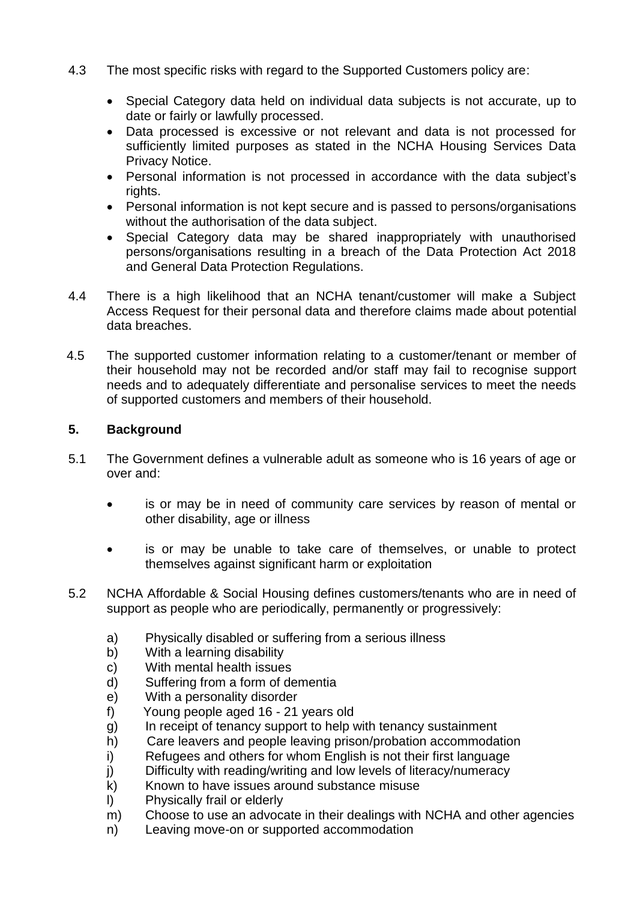4.3 The most specific risks with regard to the Supported Customers policy are:

- Special Category data held on individual data subjects is not accurate, up to date or fairly or lawfully processed.
- Data processed is excessive or not relevant and data is not processed for sufficiently limited purposes as stated in the NCHA Housing Services Data Privacy Notice.
- Personal information is not processed in accordance with the data subject's rights.
- Personal information is not kept secure and is passed to persons/organisations without the authorisation of the data subject.
- Special Category data may be shared inappropriately with unauthorised persons/organisations resulting in a breach of the Data Protection Act 2018 and General Data Protection Regulations.

4.4 There is a high likelihood that an NCHA tenant/customer will make a Subject Access Request for their personal data and therefore claims made about potential data breaches.

4.5 The supported customer information relating to a customer/tenant or member of their household may not be recorded and/or staff may fail to recognise support needs and to adequately differentiate and personalise services to meet the needs of supported customers and members of their household.

## 5. Background

5.1 The Government defines a vulnerable adult as someone who is 16 years of age or over and:

- is or may be in need of community care services by reason of mental or other disability, age or illness
- is or may be unable to take care of themselves, or unable to protect themselves against significant harm or exploitation

5.2 NCHA Affordable & Social Housing defines customers/tenants who are in need of support as people who are periodically, permanently or progressively:

a) Physically disabled or suffering from a serious illness
b) With a learning disability
c) With mental health issues
d) Suffering from a form of dementia
e) With a personality disorder
f) Young people aged 16 - 21 years old
g) In receipt of tenancy support to help with tenancy sustainment
h) Care leavers and people leaving prison/probation accommodation
i) Refugees and others for whom English is not their first language
j) Difficulty with reading/writing and low levels of literacy/numeracy
k) Known to have issues around substance misuse
l) Physically frail or elderly
m) Choose to use an advocate in their dealings with NCHA and other agencies
n) Leaving move-on or supported accommodation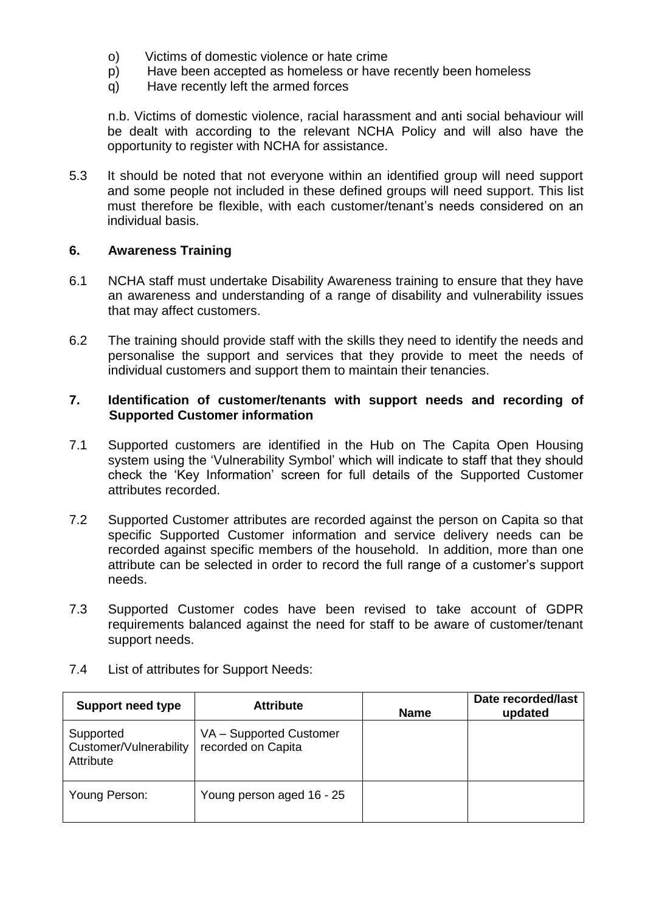o) Victims of domestic violence or hate crime
p) Have been accepted as homeless or have recently been homeless
q) Have recently left the armed forces

n.b. Victims of domestic violence, racial harassment and anti social behaviour will be dealt with according to the relevant NCHA Policy and will also have the opportunity to register with NCHA for assistance.

5.3 It should be noted that not everyone within an identified group will need support and some people not included in these defined groups will need support. This list must therefore be flexible, with each customer/tenant's needs considered on an individual basis.

## 6. Awareness Training

6.1 NCHA staff must undertake Disability Awareness training to ensure that they have an awareness and understanding of a range of disability and vulnerability issues that may affect customers.

6.2 The training should provide staff with the skills they need to identify the needs and personalise the support and services that they provide to meet the needs of individual customers and support them to maintain their tenancies.

## 7. Identification of customer/tenants with support needs and recording of Supported Customer information

7.1 Supported customers are identified in the Hub on The Capita Open Housing system using the 'Vulnerability Symbol' which will indicate to staff that they should check the 'Key Information' screen for full details of the Supported Customer attributes recorded.

7.2 Supported Customer attributes are recorded against the person on Capita so that specific Supported Customer information and service delivery needs can be recorded against specific members of the household. In addition, more than one attribute can be selected in order to record the full range of a customer's support needs.

7.3 Supported Customer codes have been revised to take account of GDPR requirements balanced against the need for staff to be aware of customer/tenant support needs.

7.4 List of attributes for Support Needs:

| Support need type | Attribute | Name | Date recorded/last updated |
|---|---|---|---|
| Supported Customer/Vulnerability Attribute | VA – Supported Customer recorded on Capita | | |
| Young Person: | Young person aged 16 - 25 | | |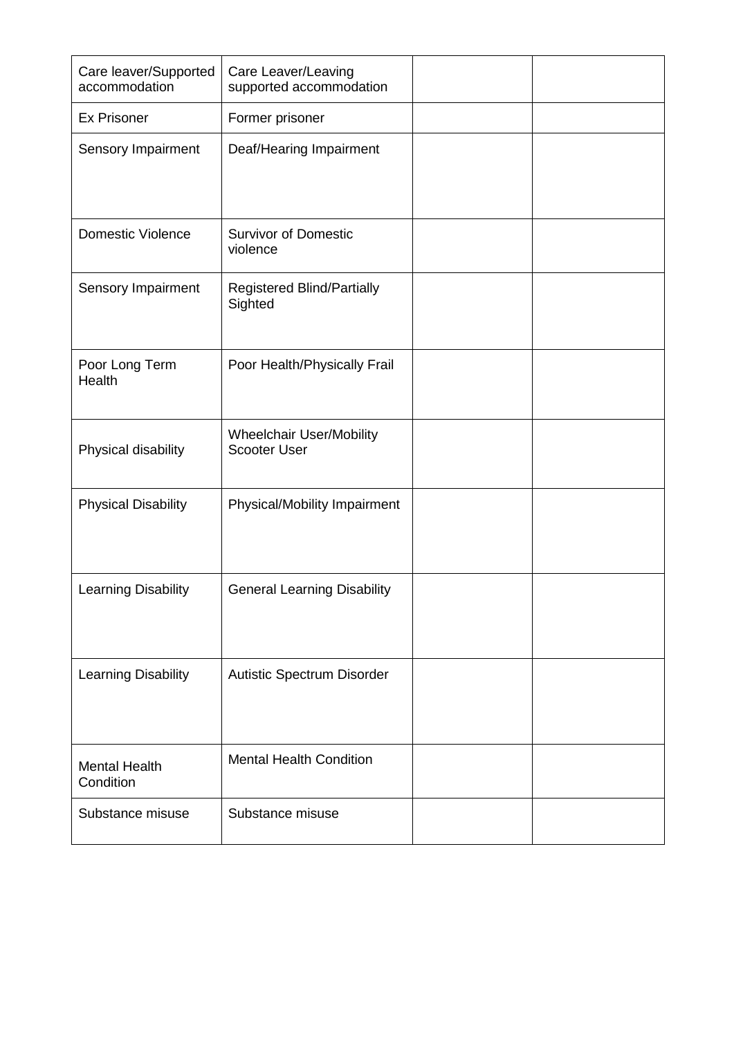| | | | |
|---|---|---|---|
| Care leaver/Supported accommodation | Care Leaver/Leaving supported accommodation | | |
| Ex Prisoner | Former prisoner | | |
| Sensory Impairment | Deaf/Hearing Impairment | | |
| Domestic Violence | Survivor of Domestic violence | | |
| Sensory Impairment | Registered Blind/Partially Sighted | | |
| Poor Long Term Health | Poor Health/Physically Frail | | |
| Physical disability | Wheelchair User/Mobility Scooter User | | |
| Physical Disability | Physical/Mobility Impairment | | |
| Learning Disability | General Learning Disability | | |
| Learning Disability | Autistic Spectrum Disorder | | |
| Mental Health Condition | Mental Health Condition | | |
| Substance misuse | Substance misuse | | |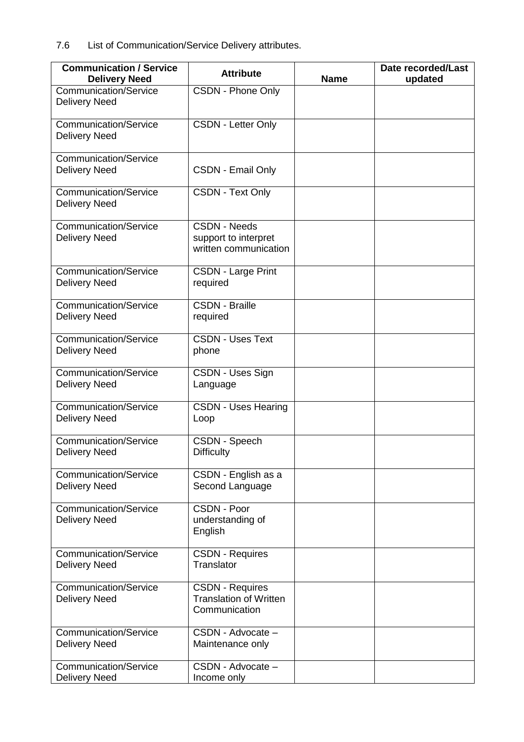7.6 List of Communication/Service Delivery attributes.

| Communication / Service Delivery Need | Attribute | Name | Date recorded/Last updated |
|---|---|---|---|
| Communication/Service Delivery Need | CSDN - Phone Only | | |
| Communication/Service Delivery Need | CSDN - Letter Only | | |
| Communication/Service Delivery Need | CSDN - Email Only | | |
| Communication/Service Delivery Need | CSDN - Text Only | | |
| Communication/Service Delivery Need | CSDN - Needs support to interpret written communication | | |
| Communication/Service Delivery Need | CSDN - Large Print required | | |
| Communication/Service Delivery Need | CSDN - Braille required | | |
| Communication/Service Delivery Need | CSDN - Uses Text phone | | |
| Communication/Service Delivery Need | CSDN - Uses Sign Language | | |
| Communication/Service Delivery Need | CSDN - Uses Hearing Loop | | |
| Communication/Service Delivery Need | CSDN - Speech Difficulty | | |
| Communication/Service Delivery Need | CSDN - English as a Second Language | | |
| Communication/Service Delivery Need | CSDN - Poor understanding of English | | |
| Communication/Service Delivery Need | CSDN - Requires Translator | | |
| Communication/Service Delivery Need | CSDN - Requires Translation of Written Communication | | |
| Communication/Service Delivery Need | CSDN - Advocate – Maintenance only | | |
| Communication/Service Delivery Need | CSDN - Advocate – Income only | | |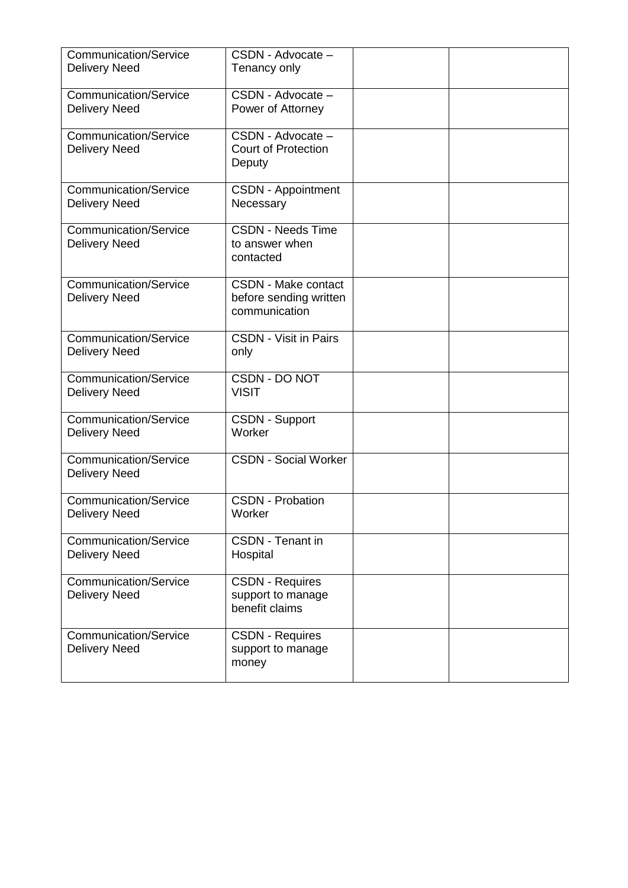| | | | |
|---|---|---|---|
| Communication/Service Delivery Need | CSDN - Advocate – Tenancy only | | |
| Communication/Service Delivery Need | CSDN - Advocate – Power of Attorney | | |
| Communication/Service Delivery Need | CSDN - Advocate – Court of Protection Deputy | | |
| Communication/Service Delivery Need | CSDN - Appointment Necessary | | |
| Communication/Service Delivery Need | CSDN - Needs Time to answer when contacted | | |
| Communication/Service Delivery Need | CSDN - Make contact before sending written communication | | |
| Communication/Service Delivery Need | CSDN - Visit in Pairs only | | |
| Communication/Service Delivery Need | CSDN - DO NOT VISIT | | |
| Communication/Service Delivery Need | CSDN - Support Worker | | |
| Communication/Service Delivery Need | CSDN - Social Worker | | |
| Communication/Service Delivery Need | CSDN - Probation Worker | | |
| Communication/Service Delivery Need | CSDN - Tenant in Hospital | | |
| Communication/Service Delivery Need | CSDN - Requires support to manage benefit claims | | |
| Communication/Service Delivery Need | CSDN - Requires support to manage money | | |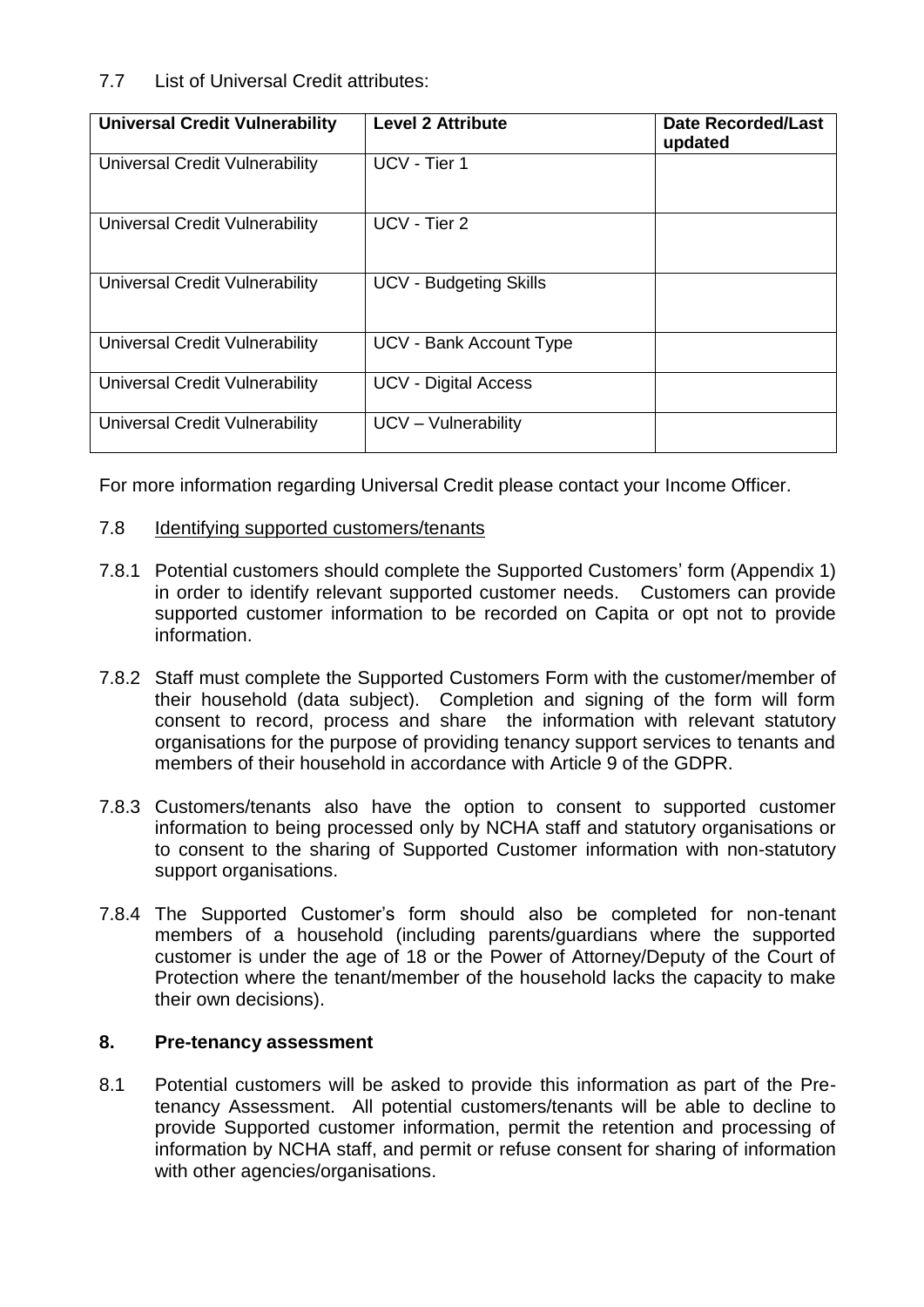7.7 List of Universal Credit attributes:

| Universal Credit Vulnerability | Level 2 Attribute | Date Recorded/Last updated |
| --- | --- | --- |
| Universal Credit Vulnerability | UCV - Tier 1 | |
| Universal Credit Vulnerability | UCV - Tier 2 | |
| Universal Credit Vulnerability | UCV - Budgeting Skills | |
| Universal Credit Vulnerability | UCV - Bank Account Type | |
| Universal Credit Vulnerability | UCV - Digital Access | |
| Universal Credit Vulnerability | UCV – Vulnerability | |

For more information regarding Universal Credit please contact your Income Officer.

7.8 Identifying supported customers/tenants

7.8.1 Potential customers should complete the Supported Customers' form (Appendix 1) in order to identify relevant supported customer needs. Customers can provide supported customer information to be recorded on Capita or opt not to provide information.

7.8.2 Staff must complete the Supported Customers Form with the customer/member of their household (data subject). Completion and signing of the form will form consent to record, process and share the information with relevant statutory organisations for the purpose of providing tenancy support services to tenants and members of their household in accordance with Article 9 of the GDPR.

7.8.3 Customers/tenants also have the option to consent to supported customer information to being processed only by NCHA staff and statutory organisations or to consent to the sharing of Supported Customer information with non-statutory support organisations.

7.8.4 The Supported Customer's form should also be completed for non-tenant members of a household (including parents/guardians where the supported customer is under the age of 18 or the Power of Attorney/Deputy of the Court of Protection where the tenant/member of the household lacks the capacity to make their own decisions).

## 8. Pre-tenancy assessment

8.1 Potential customers will be asked to provide this information as part of the Pre-tenancy Assessment. All potential customers/tenants will be able to decline to provide Supported customer information, permit the retention and processing of information by NCHA staff, and permit or refuse consent for sharing of information with other agencies/organisations.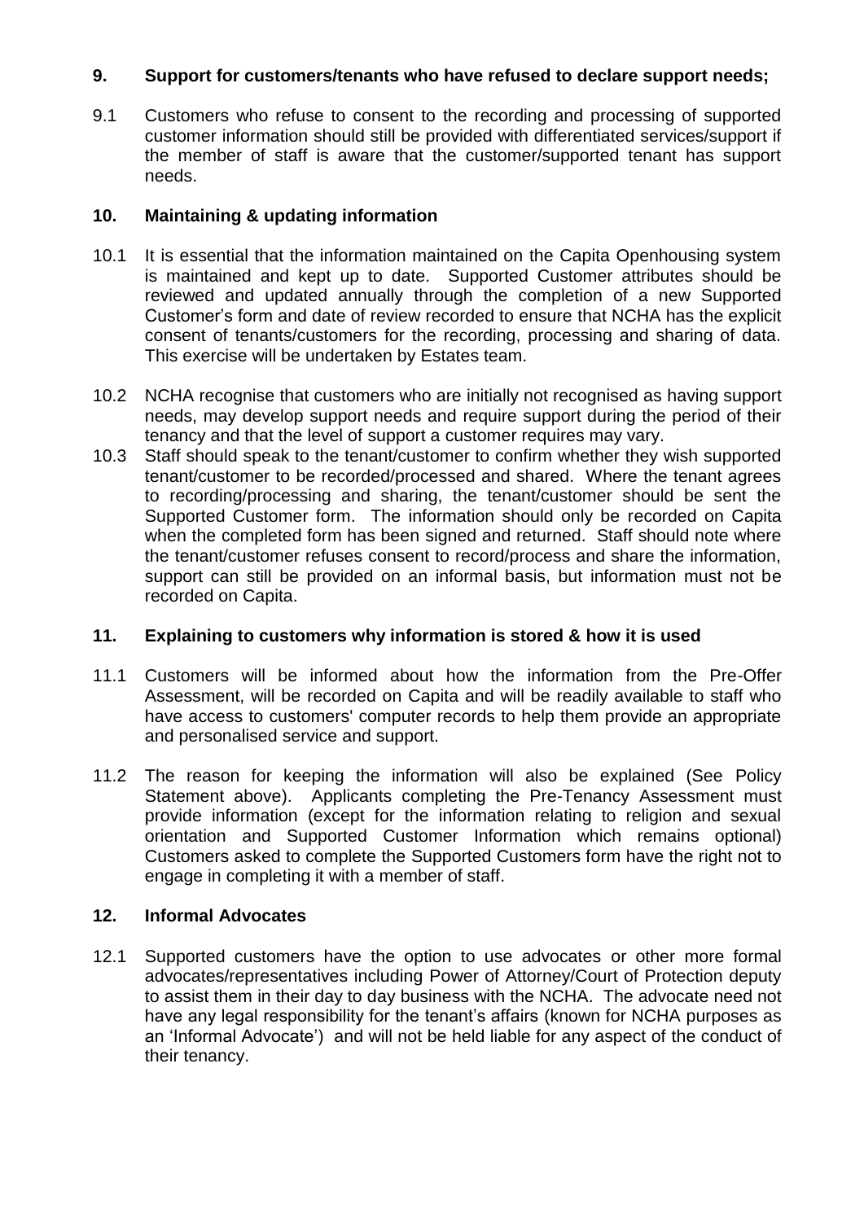## 9. Support for customers/tenants who have refused to declare support needs;

9.1 Customers who refuse to consent to the recording and processing of supported customer information should still be provided with differentiated services/support if the member of staff is aware that the customer/supported tenant has support needs.

## 10. Maintaining & updating information

10.1 It is essential that the information maintained on the Capita Openhousing system is maintained and kept up to date. Supported Customer attributes should be reviewed and updated annually through the completion of a new Supported Customer's form and date of review recorded to ensure that NCHA has the explicit consent of tenants/customers for the recording, processing and sharing of data. This exercise will be undertaken by Estates team.

10.2 NCHA recognise that customers who are initially not recognised as having support needs, may develop support needs and require support during the period of their tenancy and that the level of support a customer requires may vary.

10.3 Staff should speak to the tenant/customer to confirm whether they wish supported tenant/customer to be recorded/processed and shared. Where the tenant agrees to recording/processing and sharing, the tenant/customer should be sent the Supported Customer form. The information should only be recorded on Capita when the completed form has been signed and returned. Staff should note where the tenant/customer refuses consent to record/process and share the information, support can still be provided on an informal basis, but information must not be recorded on Capita.

## 11. Explaining to customers why information is stored & how it is used

11.1 Customers will be informed about how the information from the Pre-Offer Assessment, will be recorded on Capita and will be readily available to staff who have access to customers' computer records to help them provide an appropriate and personalised service and support.

11.2 The reason for keeping the information will also be explained (See Policy Statement above). Applicants completing the Pre-Tenancy Assessment must provide information (except for the information relating to religion and sexual orientation and Supported Customer Information which remains optional) Customers asked to complete the Supported Customers form have the right not to engage in completing it with a member of staff.

## 12. Informal Advocates

12.1 Supported customers have the option to use advocates or other more formal advocates/representatives including Power of Attorney/Court of Protection deputy to assist them in their day to day business with the NCHA. The advocate need not have any legal responsibility for the tenant's affairs (known for NCHA purposes as an 'Informal Advocate') and will not be held liable for any aspect of the conduct of their tenancy.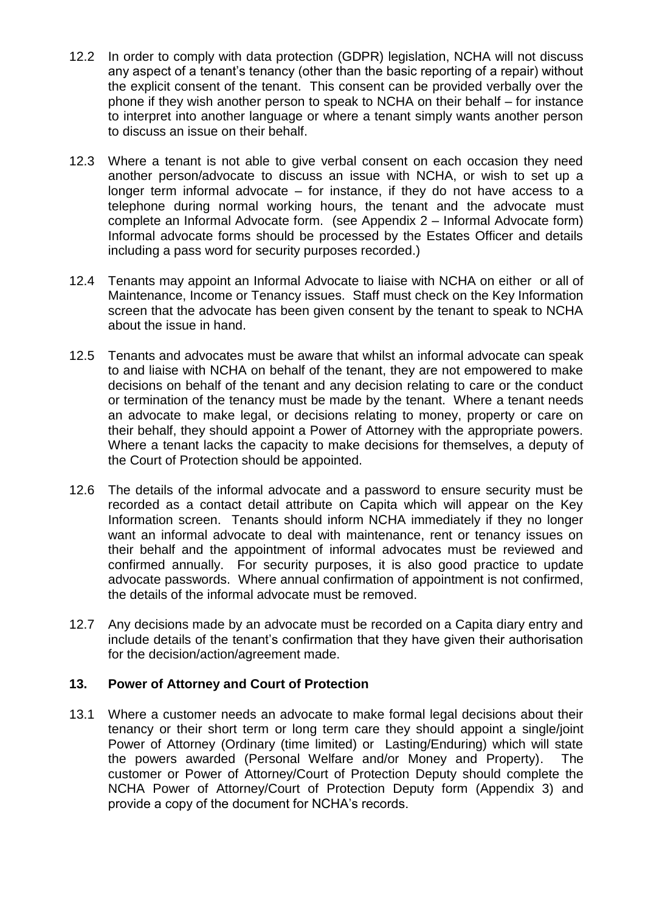12.2 In order to comply with data protection (GDPR) legislation, NCHA will not discuss any aspect of a tenant's tenancy (other than the basic reporting of a repair) without the explicit consent of the tenant. This consent can be provided verbally over the phone if they wish another person to speak to NCHA on their behalf – for instance to interpret into another language or where a tenant simply wants another person to discuss an issue on their behalf.

12.3 Where a tenant is not able to give verbal consent on each occasion they need another person/advocate to discuss an issue with NCHA, or wish to set up a longer term informal advocate – for instance, if they do not have access to a telephone during normal working hours, the tenant and the advocate must complete an Informal Advocate form. (see Appendix 2 – Informal Advocate form) Informal advocate forms should be processed by the Estates Officer and details including a pass word for security purposes recorded.)

12.4 Tenants may appoint an Informal Advocate to liaise with NCHA on either or all of Maintenance, Income or Tenancy issues. Staff must check on the Key Information screen that the advocate has been given consent by the tenant to speak to NCHA about the issue in hand.

12.5 Tenants and advocates must be aware that whilst an informal advocate can speak to and liaise with NCHA on behalf of the tenant, they are not empowered to make decisions on behalf of the tenant and any decision relating to care or the conduct or termination of the tenancy must be made by the tenant. Where a tenant needs an advocate to make legal, or decisions relating to money, property or care on their behalf, they should appoint a Power of Attorney with the appropriate powers. Where a tenant lacks the capacity to make decisions for themselves, a deputy of the Court of Protection should be appointed.

12.6 The details of the informal advocate and a password to ensure security must be recorded as a contact detail attribute on Capita which will appear on the Key Information screen. Tenants should inform NCHA immediately if they no longer want an informal advocate to deal with maintenance, rent or tenancy issues on their behalf and the appointment of informal advocates must be reviewed and confirmed annually. For security purposes, it is also good practice to update advocate passwords. Where annual confirmation of appointment is not confirmed, the details of the informal advocate must be removed.

12.7 Any decisions made by an advocate must be recorded on a Capita diary entry and include details of the tenant's confirmation that they have given their authorisation for the decision/action/agreement made.

## 13. Power of Attorney and Court of Protection

13.1 Where a customer needs an advocate to make formal legal decisions about their tenancy or their short term or long term care they should appoint a single/joint Power of Attorney (Ordinary (time limited) or Lasting/Enduring) which will state the powers awarded (Personal Welfare and/or Money and Property). The customer or Power of Attorney/Court of Protection Deputy should complete the NCHA Power of Attorney/Court of Protection Deputy form (Appendix 3) and provide a copy of the document for NCHA's records.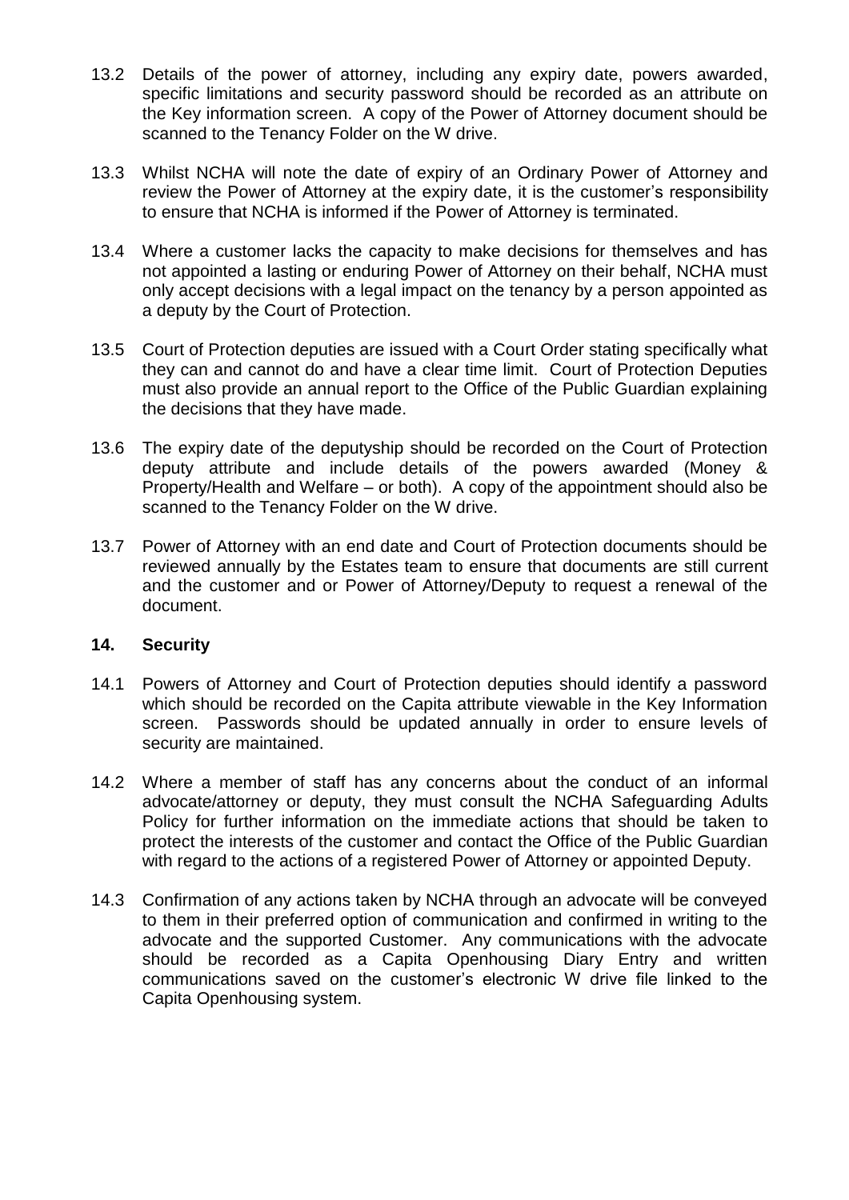13.2 Details of the power of attorney, including any expiry date, powers awarded, specific limitations and security password should be recorded as an attribute on the Key information screen. A copy of the Power of Attorney document should be scanned to the Tenancy Folder on the W drive.

13.3 Whilst NCHA will note the date of expiry of an Ordinary Power of Attorney and review the Power of Attorney at the expiry date, it is the customer's responsibility to ensure that NCHA is informed if the Power of Attorney is terminated.

13.4 Where a customer lacks the capacity to make decisions for themselves and has not appointed a lasting or enduring Power of Attorney on their behalf, NCHA must only accept decisions with a legal impact on the tenancy by a person appointed as a deputy by the Court of Protection.

13.5 Court of Protection deputies are issued with a Court Order stating specifically what they can and cannot do and have a clear time limit. Court of Protection Deputies must also provide an annual report to the Office of the Public Guardian explaining the decisions that they have made.

13.6 The expiry date of the deputyship should be recorded on the Court of Protection deputy attribute and include details of the powers awarded (Money & Property/Health and Welfare – or both). A copy of the appointment should also be scanned to the Tenancy Folder on the W drive.

13.7 Power of Attorney with an end date and Court of Protection documents should be reviewed annually by the Estates team to ensure that documents are still current and the customer and or Power of Attorney/Deputy to request a renewal of the document.

## 14. Security

14.1 Powers of Attorney and Court of Protection deputies should identify a password which should be recorded on the Capita attribute viewable in the Key Information screen. Passwords should be updated annually in order to ensure levels of security are maintained.

14.2 Where a member of staff has any concerns about the conduct of an informal advocate/attorney or deputy, they must consult the NCHA Safeguarding Adults Policy for further information on the immediate actions that should be taken to protect the interests of the customer and contact the Office of the Public Guardian with regard to the actions of a registered Power of Attorney or appointed Deputy.

14.3 Confirmation of any actions taken by NCHA through an advocate will be conveyed to them in their preferred option of communication and confirmed in writing to the advocate and the supported Customer. Any communications with the advocate should be recorded as a Capita Openhousing Diary Entry and written communications saved on the customer's electronic W drive file linked to the Capita Openhousing system.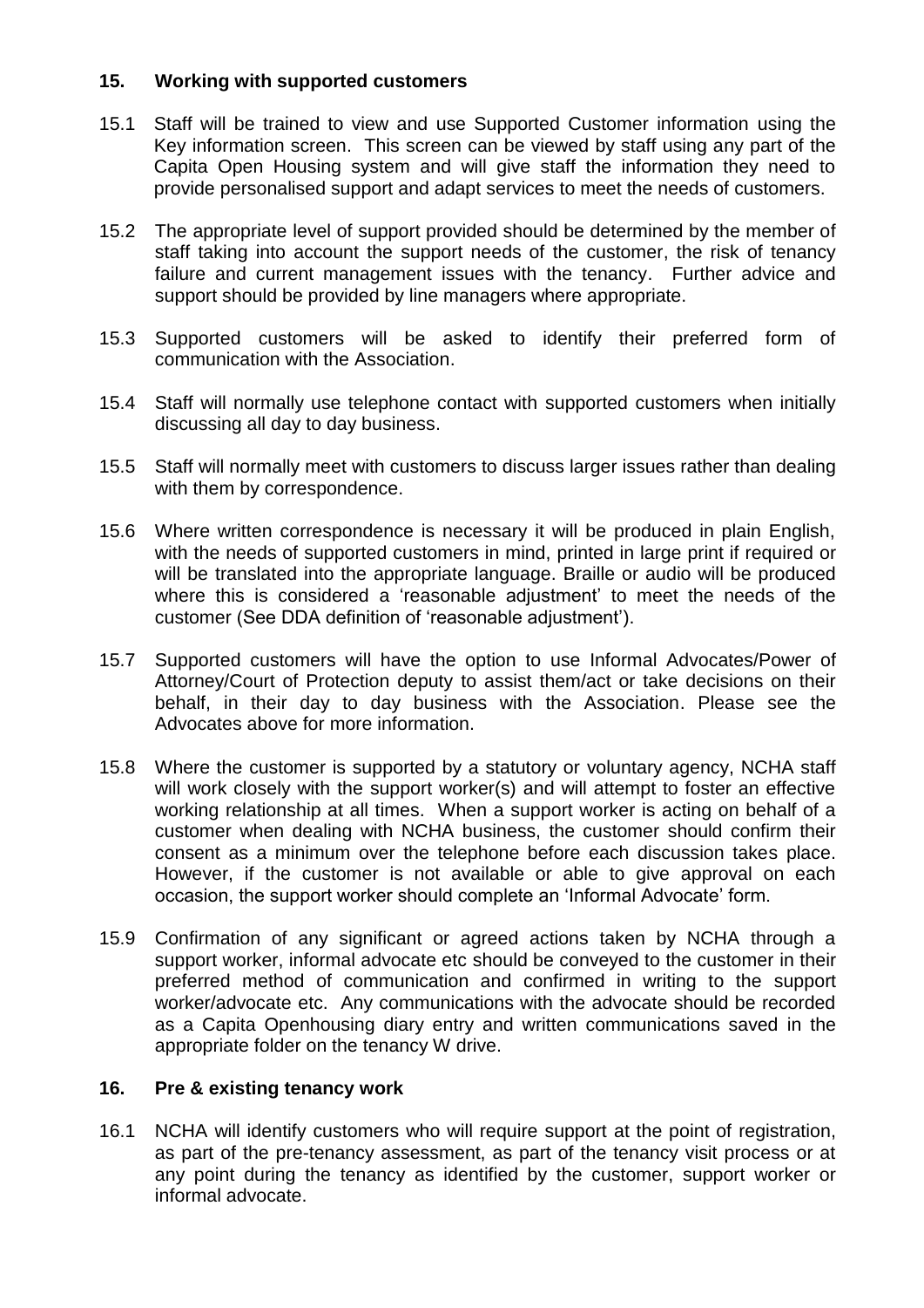## 15. Working with supported customers

15.1 Staff will be trained to view and use Supported Customer information using the Key information screen. This screen can be viewed by staff using any part of the Capita Open Housing system and will give staff the information they need to provide personalised support and adapt services to meet the needs of customers.

15.2 The appropriate level of support provided should be determined by the member of staff taking into account the support needs of the customer, the risk of tenancy failure and current management issues with the tenancy. Further advice and support should be provided by line managers where appropriate.

15.3 Supported customers will be asked to identify their preferred form of communication with the Association.

15.4 Staff will normally use telephone contact with supported customers when initially discussing all day to day business.

15.5 Staff will normally meet with customers to discuss larger issues rather than dealing with them by correspondence.

15.6 Where written correspondence is necessary it will be produced in plain English, with the needs of supported customers in mind, printed in large print if required or will be translated into the appropriate language. Braille or audio will be produced where this is considered a 'reasonable adjustment' to meet the needs of the customer (See DDA definition of 'reasonable adjustment').

15.7 Supported customers will have the option to use Informal Advocates/Power of Attorney/Court of Protection deputy to assist them/act or take decisions on their behalf, in their day to day business with the Association. Please see the Advocates above for more information.

15.8 Where the customer is supported by a statutory or voluntary agency, NCHA staff will work closely with the support worker(s) and will attempt to foster an effective working relationship at all times. When a support worker is acting on behalf of a customer when dealing with NCHA business, the customer should confirm their consent as a minimum over the telephone before each discussion takes place. However, if the customer is not available or able to give approval on each occasion, the support worker should complete an 'Informal Advocate' form.

15.9 Confirmation of any significant or agreed actions taken by NCHA through a support worker, informal advocate etc should be conveyed to the customer in their preferred method of communication and confirmed in writing to the support worker/advocate etc. Any communications with the advocate should be recorded as a Capita Openhousing diary entry and written communications saved in the appropriate folder on the tenancy W drive.

## 16. Pre & existing tenancy work

16.1 NCHA will identify customers who will require support at the point of registration, as part of the pre-tenancy assessment, as part of the tenancy visit process or at any point during the tenancy as identified by the customer, support worker or informal advocate.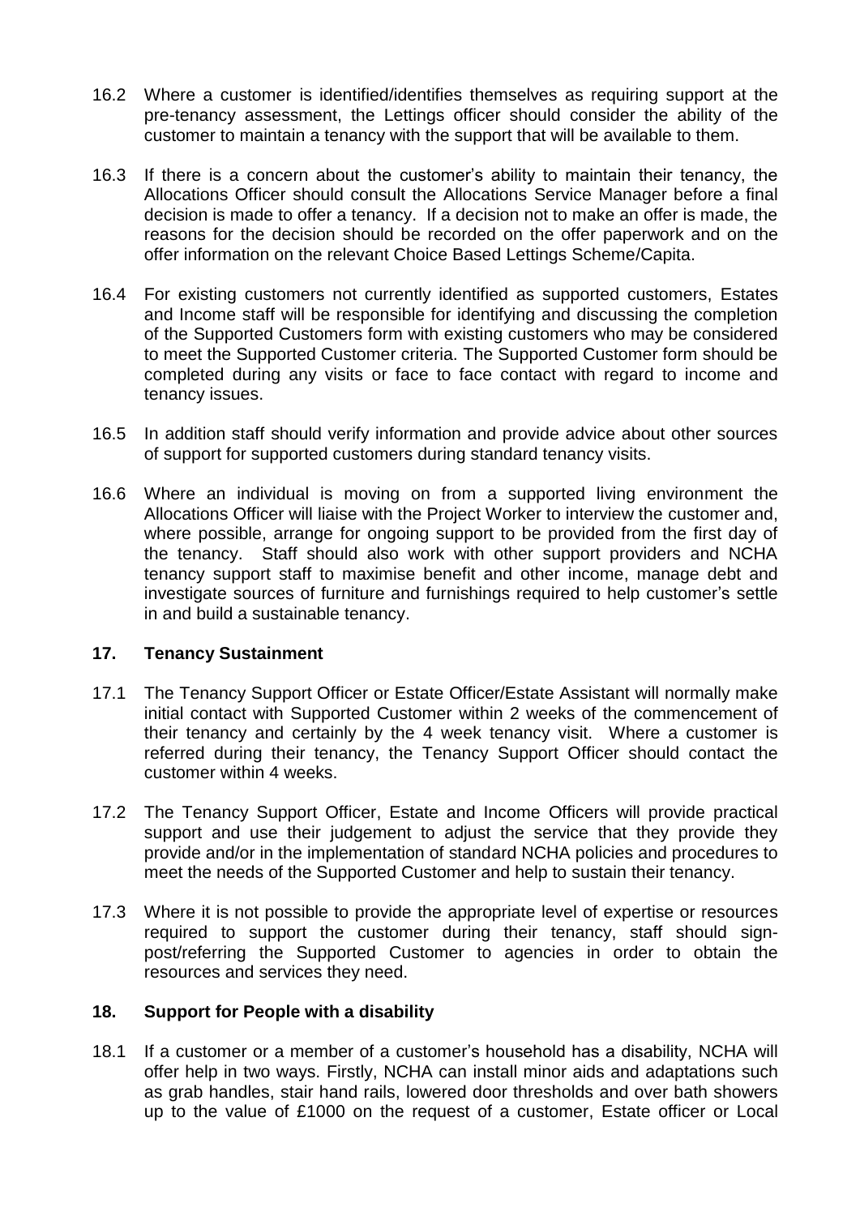16.2 Where a customer is identified/identifies themselves as requiring support at the pre-tenancy assessment, the Lettings officer should consider the ability of the customer to maintain a tenancy with the support that will be available to them.

16.3 If there is a concern about the customer's ability to maintain their tenancy, the Allocations Officer should consult the Allocations Service Manager before a final decision is made to offer a tenancy. If a decision not to make an offer is made, the reasons for the decision should be recorded on the offer paperwork and on the offer information on the relevant Choice Based Lettings Scheme/Capita.

16.4 For existing customers not currently identified as supported customers, Estates and Income staff will be responsible for identifying and discussing the completion of the Supported Customers form with existing customers who may be considered to meet the Supported Customer criteria. The Supported Customer form should be completed during any visits or face to face contact with regard to income and tenancy issues.

16.5 In addition staff should verify information and provide advice about other sources of support for supported customers during standard tenancy visits.

16.6 Where an individual is moving on from a supported living environment the Allocations Officer will liaise with the Project Worker to interview the customer and, where possible, arrange for ongoing support to be provided from the first day of the tenancy. Staff should also work with other support providers and NCHA tenancy support staff to maximise benefit and other income, manage debt and investigate sources of furniture and furnishings required to help customer's settle in and build a sustainable tenancy.

## 17. Tenancy Sustainment

17.1 The Tenancy Support Officer or Estate Officer/Estate Assistant will normally make initial contact with Supported Customer within 2 weeks of the commencement of their tenancy and certainly by the 4 week tenancy visit. Where a customer is referred during their tenancy, the Tenancy Support Officer should contact the customer within 4 weeks.

17.2 The Tenancy Support Officer, Estate and Income Officers will provide practical support and use their judgement to adjust the service that they provide they provide and/or in the implementation of standard NCHA policies and procedures to meet the needs of the Supported Customer and help to sustain their tenancy.

17.3 Where it is not possible to provide the appropriate level of expertise or resources required to support the customer during their tenancy, staff should sign-post/referring the Supported Customer to agencies in order to obtain the resources and services they need.

## 18. Support for People with a disability

18.1 If a customer or a member of a customer's household has a disability, NCHA will offer help in two ways. Firstly, NCHA can install minor aids and adaptations such as grab handles, stair hand rails, lowered door thresholds and over bath showers up to the value of £1000 on the request of a customer, Estate officer or Local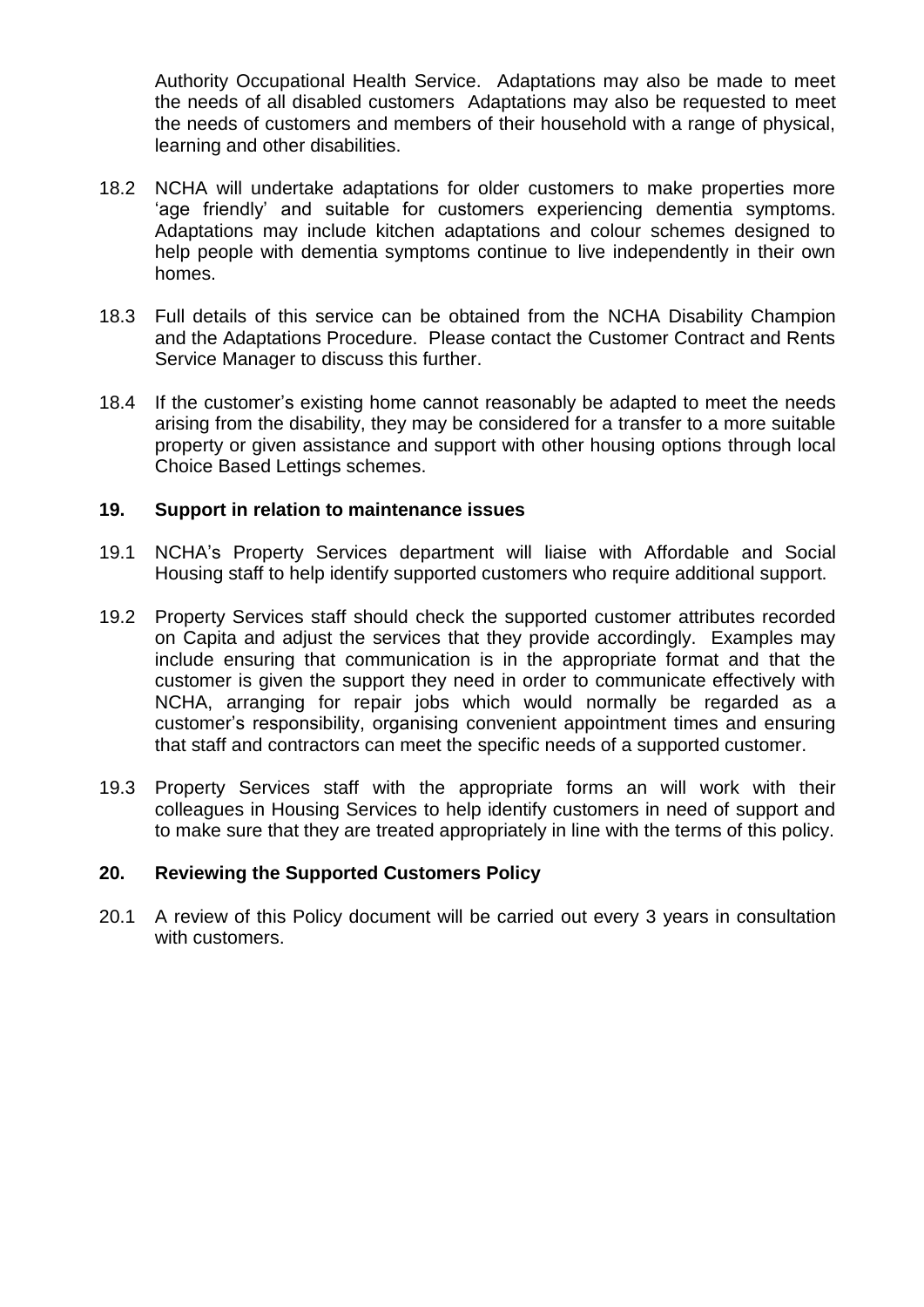Authority Occupational Health Service. Adaptations may also be made to meet the needs of all disabled customers Adaptations may also be requested to meet the needs of customers and members of their household with a range of physical, learning and other disabilities.

18.2 NCHA will undertake adaptations for older customers to make properties more 'age friendly' and suitable for customers experiencing dementia symptoms. Adaptations may include kitchen adaptations and colour schemes designed to help people with dementia symptoms continue to live independently in their own homes.

18.3 Full details of this service can be obtained from the NCHA Disability Champion and the Adaptations Procedure. Please contact the Customer Contract and Rents Service Manager to discuss this further.

18.4 If the customer's existing home cannot reasonably be adapted to meet the needs arising from the disability, they may be considered for a transfer to a more suitable property or given assistance and support with other housing options through local Choice Based Lettings schemes.

## 19. Support in relation to maintenance issues

19.1 NCHA's Property Services department will liaise with Affordable and Social Housing staff to help identify supported customers who require additional support.

19.2 Property Services staff should check the supported customer attributes recorded on Capita and adjust the services that they provide accordingly. Examples may include ensuring that communication is in the appropriate format and that the customer is given the support they need in order to communicate effectively with NCHA, arranging for repair jobs which would normally be regarded as a customer's responsibility, organising convenient appointment times and ensuring that staff and contractors can meet the specific needs of a supported customer.

19.3 Property Services staff with the appropriate forms an will work with their colleagues in Housing Services to help identify customers in need of support and to make sure that they are treated appropriately in line with the terms of this policy.

## 20. Reviewing the Supported Customers Policy

20.1 A review of this Policy document will be carried out every 3 years in consultation with customers.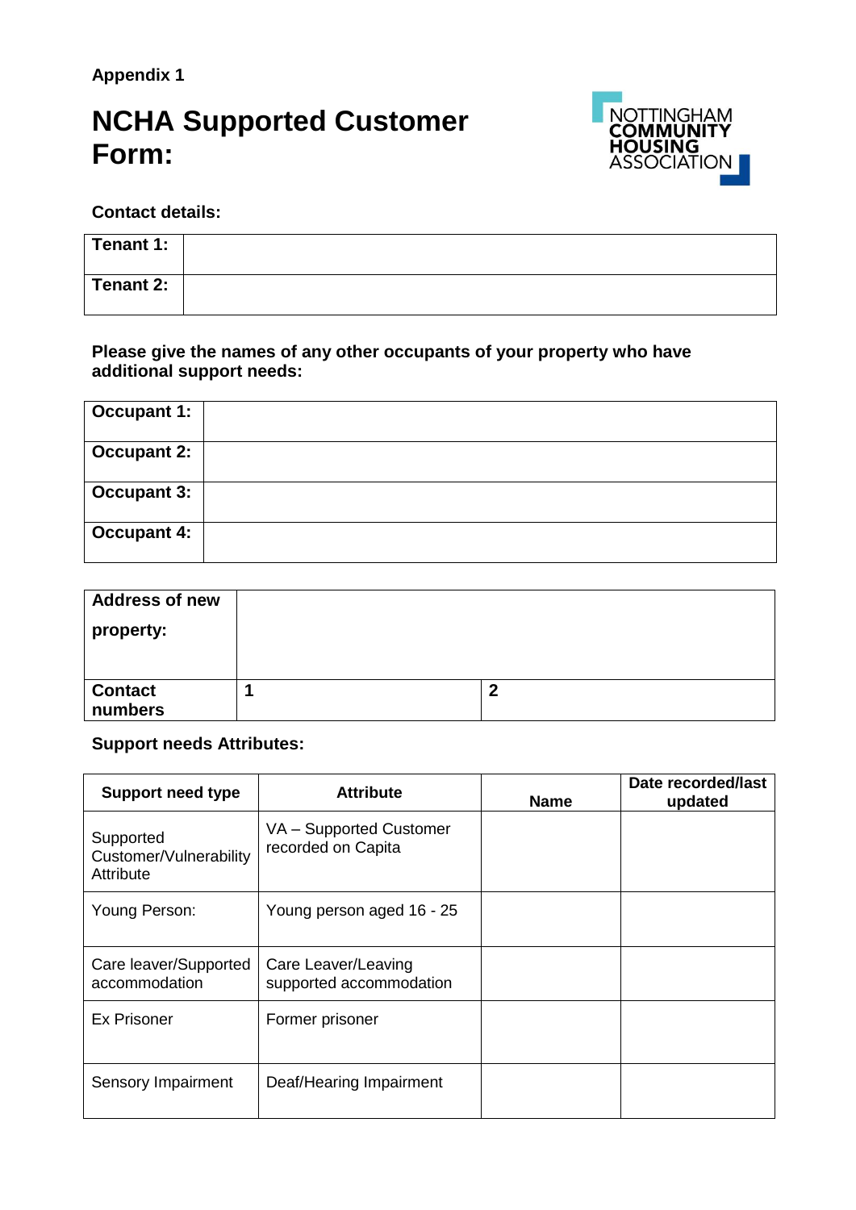**Appendix 1**

# NCHA Supported Customer Form:

NOTTINGHAM COMMUNITY HOUSING ASSOCIATION

**Contact details:**

| | |
|---|---|
| **Tenant 1:** | |
| **Tenant 2:** | |

**Please give the names of any other occupants of your property who have additional support needs:**

| | |
|---|---|
| **Occupant 1:** | |
| **Occupant 2:** | |
| **Occupant 3:** | |
| **Occupant 4:** | |

| | | |
|---|---|---|
| **Address of new property:** | | |
| **Contact numbers** | **1** | **2** |

**Support needs Attributes:**

| **Support need type** | **Attribute** | **Name** | **Date recorded/last updated** |
|---|---|---|---|
| Supported Customer/Vulnerability Attribute | VA – Supported Customer recorded on Capita | | |
| Young Person: | Young person aged 16 - 25 | | |
| Care leaver/Supported accommodation | Care Leaver/Leaving supported accommodation | | |
| Ex Prisoner | Former prisoner | | |
| Sensory Impairment | Deaf/Hearing Impairment | | |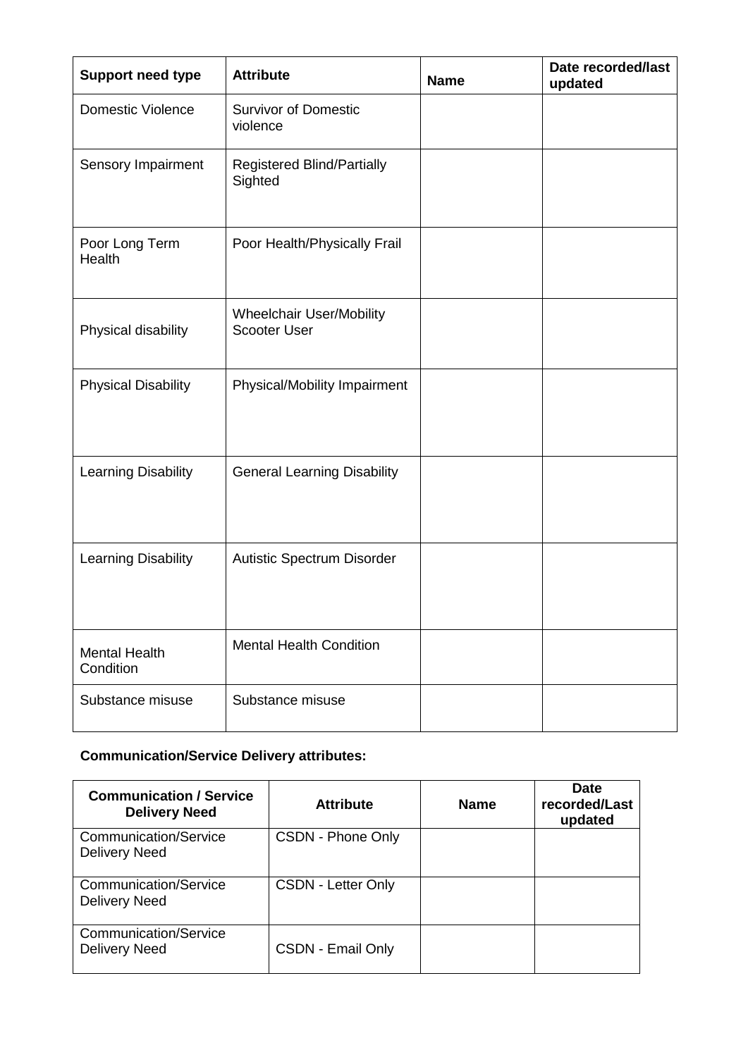| Support need type | Attribute | Name | Date recorded/last updated |
| --- | --- | --- | --- |
| Domestic Violence | Survivor of Domestic violence | | |
| Sensory Impairment | Registered Blind/Partially Sighted | | |
| Poor Long Term Health | Poor Health/Physically Frail | | |
| Physical disability | Wheelchair User/Mobility Scooter User | | |
| Physical Disability | Physical/Mobility Impairment | | |
| Learning Disability | General Learning Disability | | |
| Learning Disability | Autistic Spectrum Disorder | | |
| Mental Health Condition | Mental Health Condition | | |
| Substance misuse | Substance misuse | | |

**Communication/Service Delivery attributes:**

| Communication / Service Delivery Need | Attribute | Name | Date recorded/Last updated |
| --- | --- | --- | --- |
| Communication/Service Delivery Need | CSDN - Phone Only | | |
| Communication/Service Delivery Need | CSDN - Letter Only | | |
| Communication/Service Delivery Need | CSDN - Email Only | | |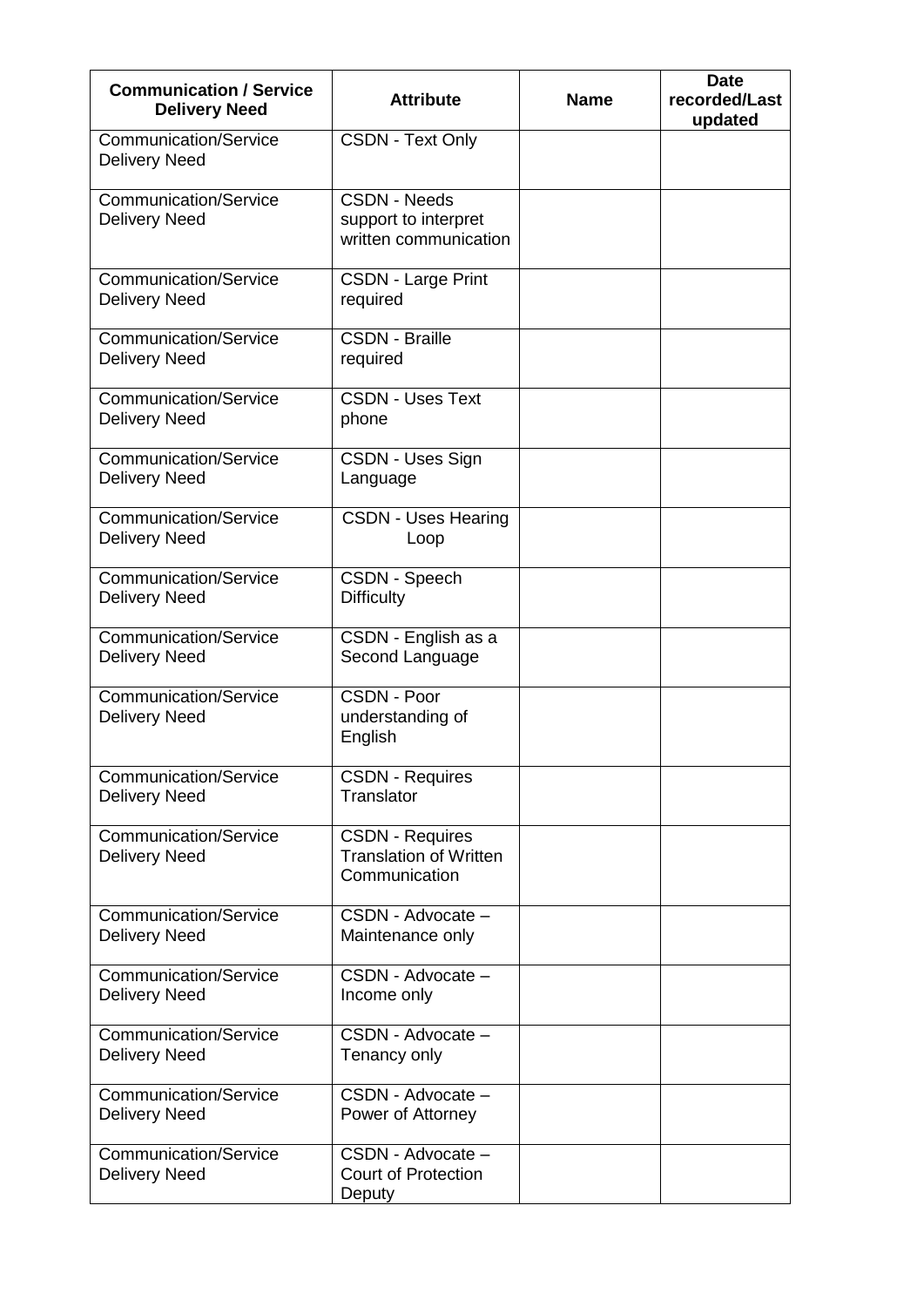| Communication / Service Delivery Need | Attribute | Name | Date recorded/Last updated |
|---|---|---|---|
| Communication/Service Delivery Need | CSDN - Text Only | | |
| Communication/Service Delivery Need | CSDN - Needs support to interpret written communication | | |
| Communication/Service Delivery Need | CSDN - Large Print required | | |
| Communication/Service Delivery Need | CSDN - Braille required | | |
| Communication/Service Delivery Need | CSDN - Uses Text phone | | |
| Communication/Service Delivery Need | CSDN - Uses Sign Language | | |
| Communication/Service Delivery Need | CSDN - Uses Hearing Loop | | |
| Communication/Service Delivery Need | CSDN - Speech Difficulty | | |
| Communication/Service Delivery Need | CSDN - English as a Second Language | | |
| Communication/Service Delivery Need | CSDN - Poor understanding of English | | |
| Communication/Service Delivery Need | CSDN - Requires Translator | | |
| Communication/Service Delivery Need | CSDN - Requires Translation of Written Communication | | |
| Communication/Service Delivery Need | CSDN - Advocate – Maintenance only | | |
| Communication/Service Delivery Need | CSDN - Advocate – Income only | | |
| Communication/Service Delivery Need | CSDN - Advocate – Tenancy only | | |
| Communication/Service Delivery Need | CSDN - Advocate – Power of Attorney | | |
| Communication/Service Delivery Need | CSDN - Advocate – Court of Protection Deputy | | |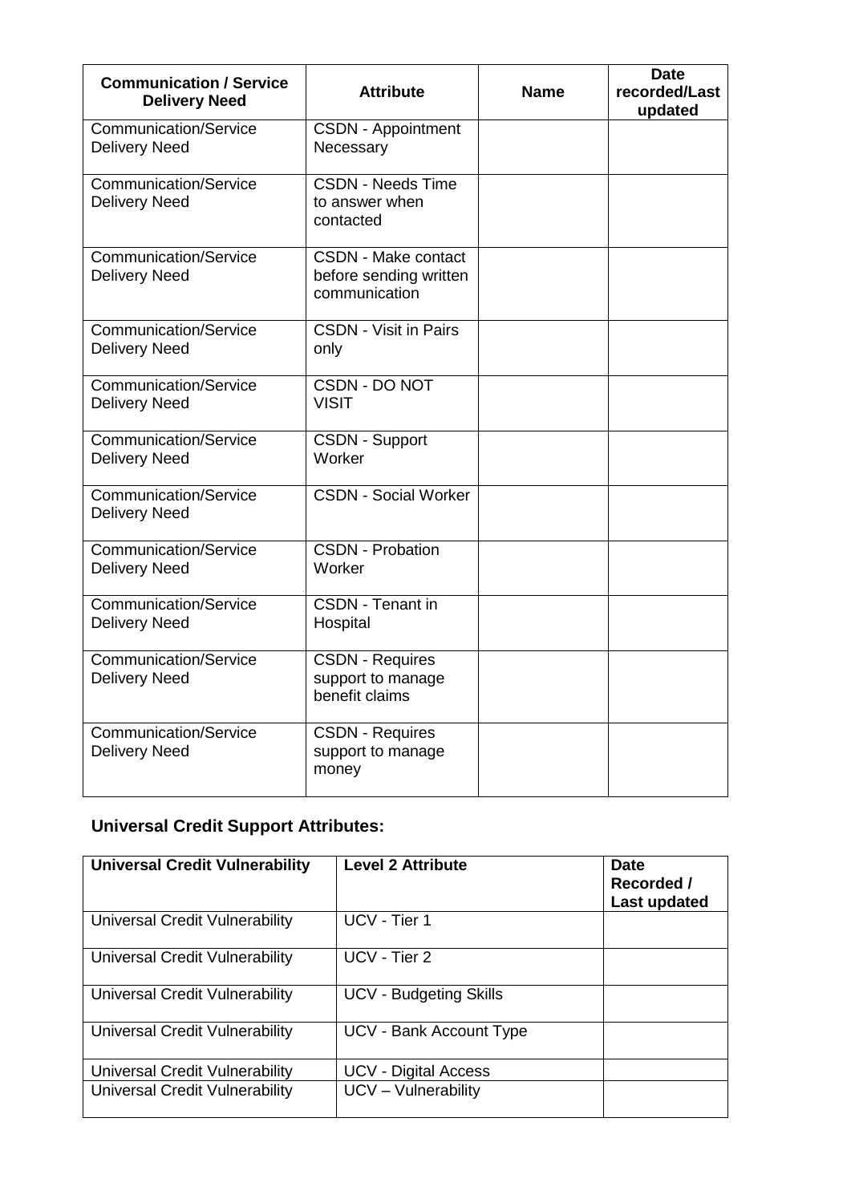| Communication / Service Delivery Need | Attribute | Name | Date recorded/Last updated |
|---|---|---|---|
| Communication/Service Delivery Need | CSDN - Appointment Necessary | | |
| Communication/Service Delivery Need | CSDN - Needs Time to answer when contacted | | |
| Communication/Service Delivery Need | CSDN - Make contact before sending written communication | | |
| Communication/Service Delivery Need | CSDN - Visit in Pairs only | | |
| Communication/Service Delivery Need | CSDN - DO NOT VISIT | | |
| Communication/Service Delivery Need | CSDN - Support Worker | | |
| Communication/Service Delivery Need | CSDN - Social Worker | | |
| Communication/Service Delivery Need | CSDN - Probation Worker | | |
| Communication/Service Delivery Need | CSDN - Tenant in Hospital | | |
| Communication/Service Delivery Need | CSDN - Requires support to manage benefit claims | | |
| Communication/Service Delivery Need | CSDN - Requires support to manage money | | |

## Universal Credit Support Attributes:

| Universal Credit Vulnerability | Level 2 Attribute | Date Recorded / Last updated |
|---|---|---|
| Universal Credit Vulnerability | UCV - Tier 1 | |
| Universal Credit Vulnerability | UCV - Tier 2 | |
| Universal Credit Vulnerability | UCV - Budgeting Skills | |
| Universal Credit Vulnerability | UCV - Bank Account Type | |
| Universal Credit Vulnerability | UCV - Digital Access | |
| Universal Credit Vulnerability | UCV – Vulnerability | |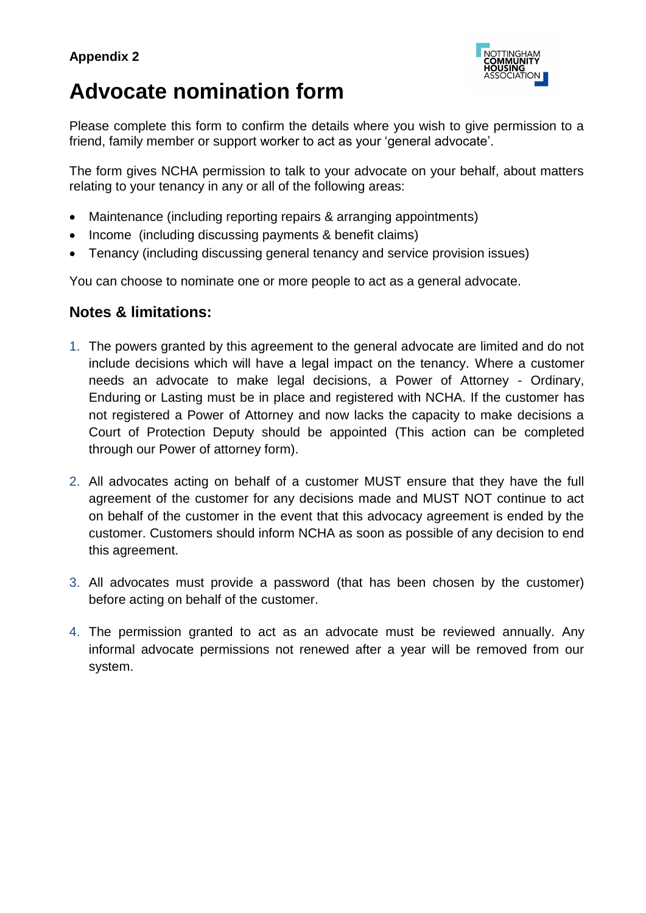**Appendix 2**

# Advocate nomination form

Please complete this form to confirm the details where you wish to give permission to a friend, family member or support worker to act as your 'general advocate'.

The form gives NCHA permission to talk to your advocate on your behalf, about matters relating to your tenancy in any or all of the following areas:

- Maintenance (including reporting repairs & arranging appointments)
- Income (including discussing payments & benefit claims)
- Tenancy (including discussing general tenancy and service provision issues)

You can choose to nominate one or more people to act as a general advocate.

## Notes & limitations:

1. The powers granted by this agreement to the general advocate are limited and do not include decisions which will have a legal impact on the tenancy. Where a customer needs an advocate to make legal decisions, a Power of Attorney - Ordinary, Enduring or Lasting must be in place and registered with NCHA. If the customer has not registered a Power of Attorney and now lacks the capacity to make decisions a Court of Protection Deputy should be appointed (This action can be completed through our Power of attorney form).

2. All advocates acting on behalf of a customer MUST ensure that they have the full agreement of the customer for any decisions made and MUST NOT continue to act on behalf of the customer in the event that this advocacy agreement is ended by the customer. Customers should inform NCHA as soon as possible of any decision to end this agreement.

3. All advocates must provide a password (that has been chosen by the customer) before acting on behalf of the customer.

4. The permission granted to act as an advocate must be reviewed annually. Any informal advocate permissions not renewed after a year will be removed from our system.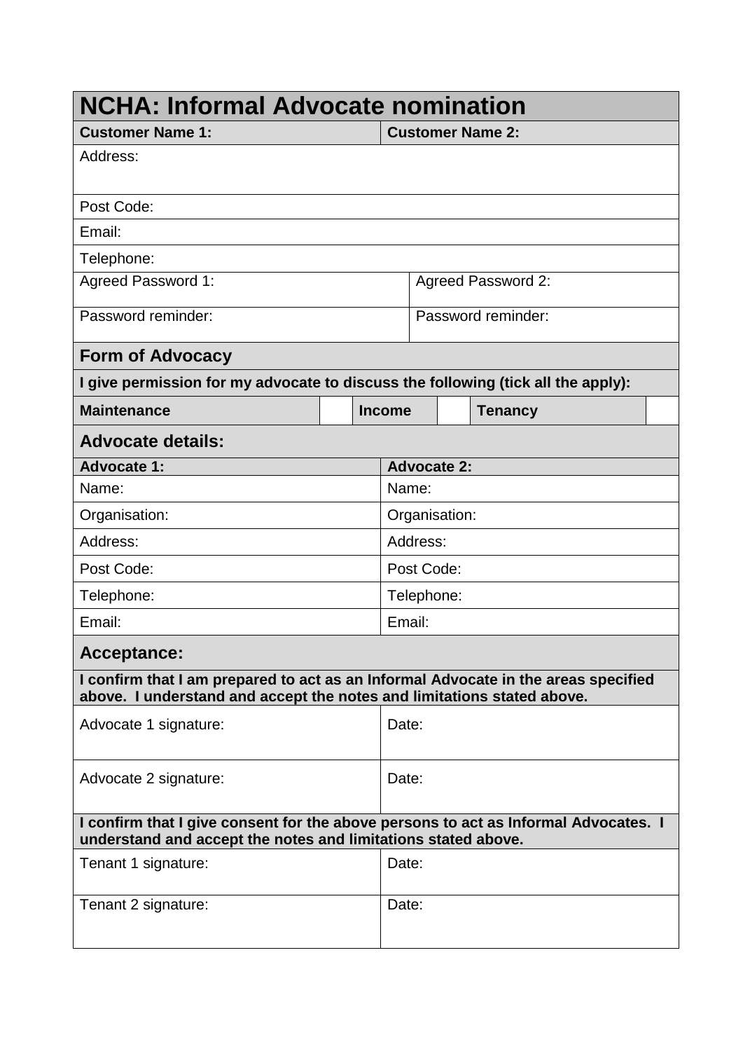## NCHA: Informal Advocate nomination

| **Customer Name 1:** | **Customer Name 2:** |
|---|---|
| Address: | |
| Post Code: | |
| Email: | |
| Telephone: | |
| Agreed Password 1: | Agreed Password 2: |
| Password reminder: | Password reminder: |

### Form of Advocacy

**I give permission for my advocate to discuss the following (tick all the apply):**

| **Maintenance** | | **Income** | | **Tenancy** | |
|---|---|---|---|---|---|

### Advocate details:

| **Advocate 1:** | **Advocate 2:** |
|---|---|
| Name: | Name: |
| Organisation: | Organisation: |
| Address: | Address: |
| Post Code: | Post Code: |
| Telephone: | Telephone: |
| Email: | Email: |

### Acceptance:

**I confirm that I am prepared to act as an Informal Advocate in the areas specified above. I understand and accept the notes and limitations stated above.**

| Advocate 1 signature: | Date: |
|---|---|
| Advocate 2 signature: | Date: |

**I confirm that I give consent for the above persons to act as Informal Advocates. I understand and accept the notes and limitations stated above.**

| Tenant 1 signature: | Date: |
|---|---|
| Tenant 2 signature: | Date: |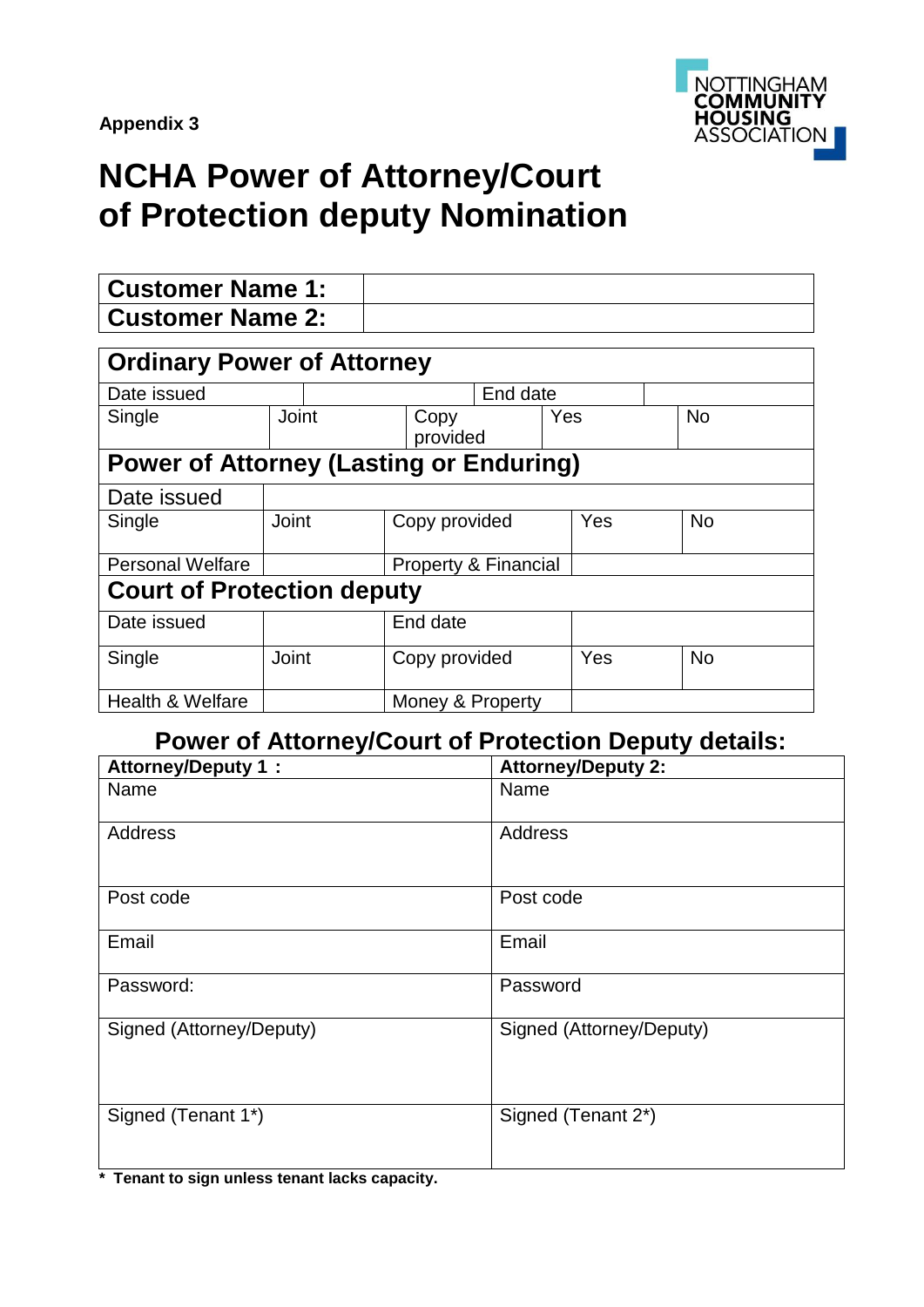Appendix 3

NOTTINGHAM COMMUNITY HOUSING ASSOCIATION

# NCHA Power of Attorney/Court of Protection deputy Nomination

| **Customer Name 1:** | |
|---|---|
| **Customer Name 2:** | |

| **Ordinary Power of Attorney** | | | | | |
|---|---|---|---|---|---|
| Date issued | | | End date | | |
| Single | Joint | Copy provided | Yes | No | |
| **Power of Attorney (Lasting or Enduring)** | | | | | |
| Date issued | | | | | |
| Single | Joint | Copy provided | Yes | No | |
| Personal Welfare | | Property & Financial | | | |
| **Court of Protection deputy** | | | | | |
| Date issued | | End date | | | |
| Single | Joint | Copy provided | Yes | No | |
| Health & Welfare | | Money & Property | | | |

## Power of Attorney/Court of Protection Deputy details:

| **Attorney/Deputy 1 :** | **Attorney/Deputy 2:** |
|---|---|
| Name | Name |
| Address | Address |
| Post code | Post code |
| Email | Email |
| Password: | Password |
| Signed (Attorney/Deputy) | Signed (Attorney/Deputy) |
| Signed (Tenant 1*) | Signed (Tenant 2*) |

**\* Tenant to sign unless tenant lacks capacity.**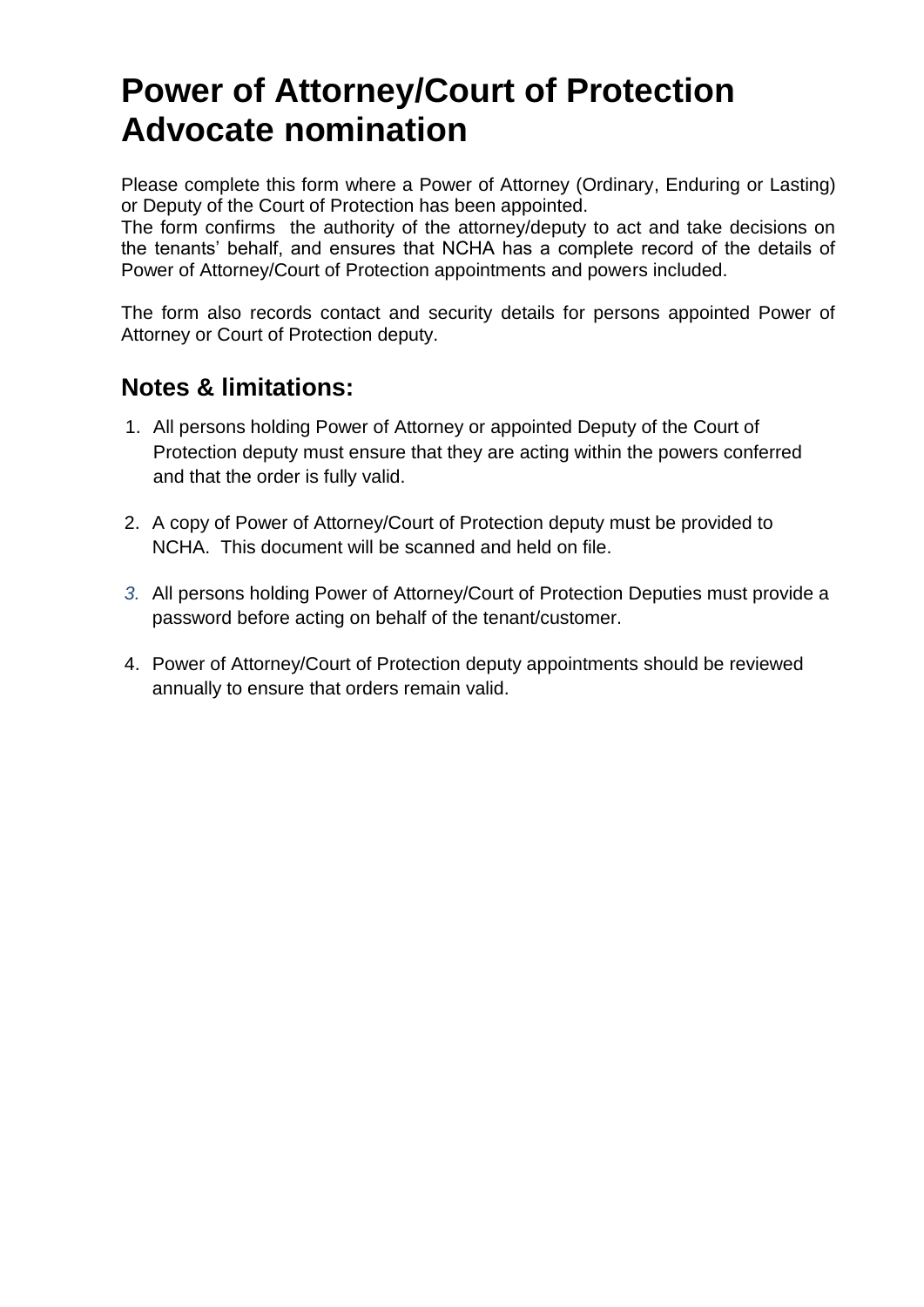# Power of Attorney/Court of Protection Advocate nomination

Please complete this form where a Power of Attorney (Ordinary, Enduring or Lasting) or Deputy of the Court of Protection has been appointed.
The form confirms the authority of the attorney/deputy to act and take decisions on the tenants' behalf, and ensures that NCHA has a complete record of the details of Power of Attorney/Court of Protection appointments and powers included.

The form also records contact and security details for persons appointed Power of Attorney or Court of Protection deputy.

## Notes & limitations:

1. All persons holding Power of Attorney or appointed Deputy of the Court of Protection deputy must ensure that they are acting within the powers conferred and that the order is fully valid.

2. A copy of Power of Attorney/Court of Protection deputy must be provided to NCHA. This document will be scanned and held on file.

3. All persons holding Power of Attorney/Court of Protection Deputies must provide a password before acting on behalf of the tenant/customer.

4. Power of Attorney/Court of Protection deputy appointments should be reviewed annually to ensure that orders remain valid.